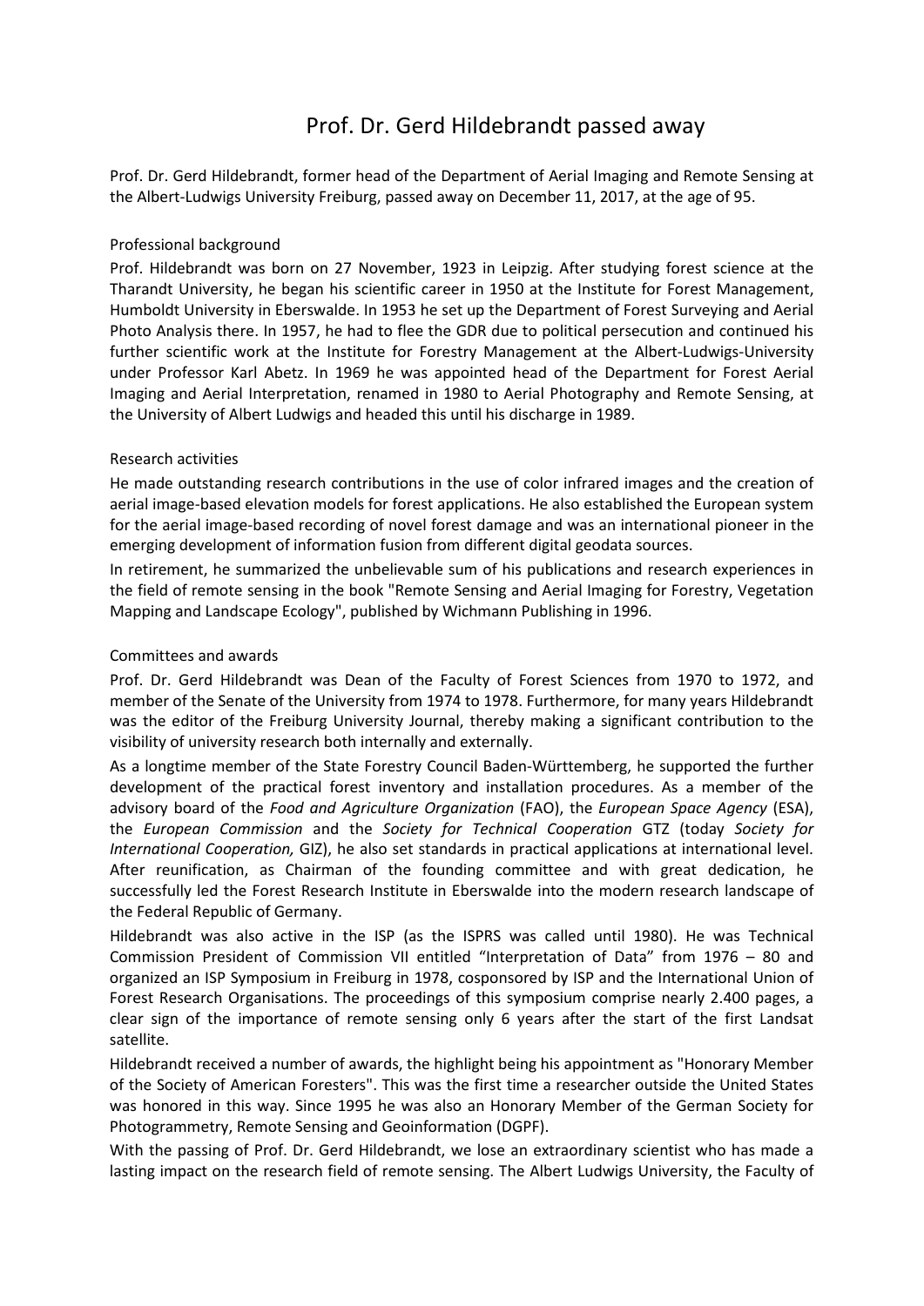# Prof. Dr. Gerd Hildebrandt passed away

Prof. Dr. Gerd Hildebrandt, former head of the Department of Aerial Imaging and Remote Sensing at the Albert-Ludwigs University Freiburg, passed away on December 11, 2017, at the age of 95.

## Professional background

Prof. Hildebrandt was born on 27 November, 1923 in Leipzig. After studying forest science at the Tharandt University, he began his scientific career in 1950 at the Institute for Forest Management, Humboldt University in Eberswalde. In 1953 he set up the Department of Forest Surveying and Aerial Photo Analysis there. In 1957, he had to flee the GDR due to political persecution and continued his further scientific work at the Institute for Forestry Management at the Albert-Ludwigs-University under Professor Karl Abetz. In 1969 he was appointed head of the Department for Forest Aerial Imaging and Aerial Interpretation, renamed in 1980 to Aerial Photography and Remote Sensing, at the University of Albert Ludwigs and headed this until his discharge in 1989.

## Research activities

He made outstanding research contributions in the use of color infrared images and the creation of aerial image-based elevation models for forest applications. He also established the European system for the aerial image-based recording of novel forest damage and was an international pioneer in the emerging development of information fusion from different digital geodata sources.

In retirement, he summarized the unbelievable sum of his publications and research experiences in the field of remote sensing in the book "Remote Sensing and Aerial Imaging for Forestry, Vegetation Mapping and Landscape Ecology", published by Wichmann Publishing in 1996.

## Committees and awards

Prof. Dr. Gerd Hildebrandt was Dean of the Faculty of Forest Sciences from 1970 to 1972, and member of the Senate of the University from 1974 to 1978. Furthermore, for many years Hildebrandt was the editor of the Freiburg University Journal, thereby making a significant contribution to the visibility of university research both internally and externally.

As a longtime member of the State Forestry Council Baden-Württemberg, he supported the further development of the practical forest inventory and installation procedures. As a member of the advisory board of the *Food and Agriculture Organization* (FAO), the *European Space Agency* (ESA), the *European Commission* and the *Society for Technical Cooperation* GTZ (today *Society for International Cooperation,* GIZ), he also set standards in practical applications at international level. After reunification, as Chairman of the founding committee and with great dedication, he successfully led the Forest Research Institute in Eberswalde into the modern research landscape of the Federal Republic of Germany.

Hildebrandt was also active in the ISP (as the ISPRS was called until 1980). He was Technical Commission President of Commission VII entitled "Interpretation of Data" from 1976 – 80 and organized an ISP Symposium in Freiburg in 1978, cosponsored by ISP and the International Union of Forest Research Organisations. The proceedings of this symposium comprise nearly 2.400 pages, a clear sign of the importance of remote sensing only 6 years after the start of the first Landsat satellite.

Hildebrandt received a number of awards, the highlight being his appointment as "Honorary Member of the Society of American Foresters". This was the first time a researcher outside the United States was honored in this way. Since 1995 he was also an Honorary Member of the German Society for Photogrammetry, Remote Sensing and Geoinformation (DGPF).

With the passing of Prof. Dr. Gerd Hildebrandt, we lose an extraordinary scientist who has made a lasting impact on the research field of remote sensing. The Albert Ludwigs University, the Faculty of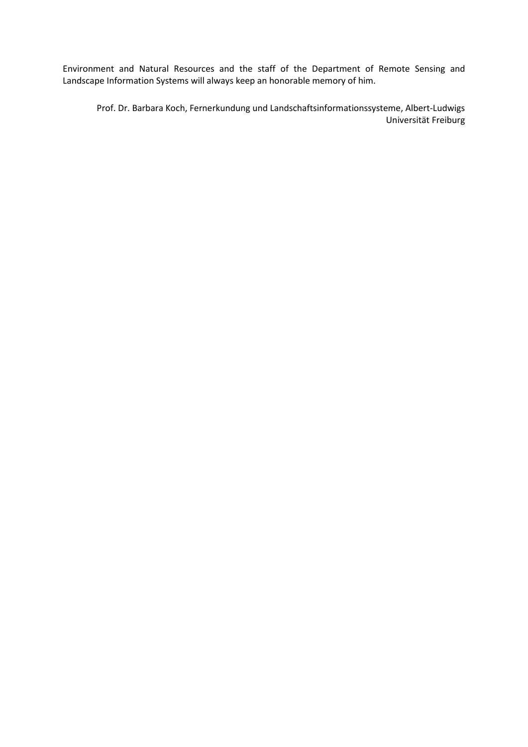Environment and Natural Resources and the staff of the Department of Remote Sensing and Landscape Information Systems will always keep an honorable memory of him.

Prof. Dr. Barbara Koch, Fernerkundung und Landschaftsinformationssysteme, Albert-Ludwigs Universität Freiburg